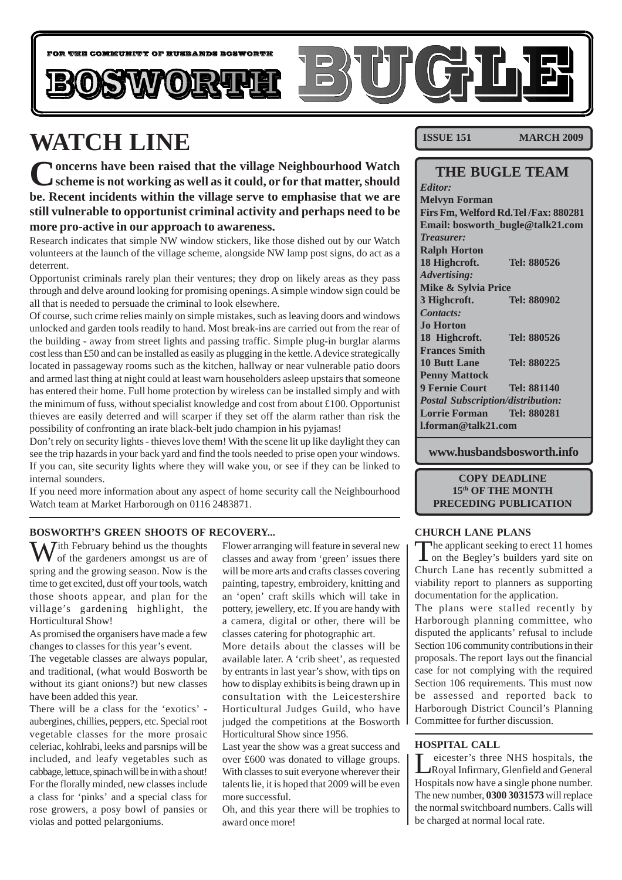FOR THE COMMUNITY OF HUSBANDS BOSWORTH

# BOSWORTH BUGLE

**ISSUE 151** **MARCH 2009**

## WATCH LINE

**Concerns have been raised that the village Neighbourhood Watch scheme is not working as well as it could, or for that matter, should be. Recent incidents within the village serve to emphasise that we are still vulnerable to opportunist criminal activity and perhaps need to be more pro-active in our approach to awareness.**

Research indicates that simple NW window stickers, like those dished out by our Watch volunteers at the launch of the village scheme, alongside NW lamp post signs, do act as a deterrent.

Opportunist criminals rarely plan their ventures; they drop on likely areas as they pass through and delve around looking for promising openings. A simple window sign could be all that is needed to persuade the criminal to look elsewhere.

Of course, such crime relies mainly on simple mistakes, such as leaving doors and windows unlocked and garden tools readily to hand. Most break-ins are carried out from the rear of the building - away from street lights and passing traffic. Simple plug-in burglar alarms cost less than £50 and can be installed as easily as plugging in the kettle. A device strategically located in passageway rooms such as the kitchen, hallway or near vulnerable patio doors and armed last thing at night could at least warn householders asleep upstairs that someone has entered their home. Full home protection by wireless can be installed simply and with the minimum of fuss, without specialist knowledge and cost from about £100. Opportunist thieves are easily deterred and will scarper if they set off the alarm rather than risk the possibility of confronting an irate black-belt judo champion in his pyjamas!

Don't rely on security lights - thieves love them! With the scene lit up like daylight they can see the trip hazards in your back yard and find the tools needed to prise open your windows. If you can, site security lights where they will wake you, or see if they can be linked to internal sounders.

If you need more information about any aspect of home security call the Neighbourhood Watch team at Market Harborough on 0116 2483871.

### BOSWORTH'S GREEN SHOOTS OF RECOVERY...

With February behind us the thoughts of the gardeners amongst us are of spring and the growing season. Now is the time to get excited, dust off your tools, watch those shoots appear, and plan for the village's gardening highlight, the Horticultural Show!

As promised the organisers have made a few changes to classes for this year's event.

The vegetable classes are always popular, and traditional, (what would Bosworth be without its giant onions?) but new classes have been added this year.

There will be a class for the 'exotics' - aubergines, chillies, peppers, etc. Special root vegetable classes for the more prosaic celeriac, kohlrabi, leeks and parsnips will be included, and leafy vegetables such as cabbage, lettuce, spinach will be in with a shout! For the florally minded, new classes include a class for 'pinks' and a special class for rose growers, a posy bowl of pansies or violas and potted pelargoniums.

Flower arranging will feature in several new classes and away from 'green' issues there will be more arts and crafts classes covering painting, tapestry, embroidery, knitting and an 'open' craft skills which will take in pottery, jewellery, etc. If you are handy with a camera, digital or other, there will be classes catering for photographic art.

More details about the classes will be available later. A 'crib sheet', as requested by entrants in last year's show, with tips on how to display exhibits is being drawn up in consultation with the Leicestershire Horticultural Judges Guild, who have judged the competitions at the Bosworth Horticultural Show since 1956.

Last year the show was a great success and over £600 was donated to village groups. With classes to suit everyone wherever their talents lie, it is hoped that 2009 will be even more successful.

Oh, and this year there will be trophies to award once more!

### THE BUGLE TEAM

*Editor:*
**Melvyn Forman**
**Firs Fm, Welford Rd. Tel /Fax: 880281**
**Email: bosworth_bugle@talk21.com**

*Treasurer:*
**Ralph Horton**
**18 Highcroft. Tel: 880526**

*Advertising:*
**Mike & Sylvia Price**
**3 Highcroft. Tel: 880902**

*Contacts:*
**Jo Horton**
**18 Highcroft. Tel: 880526**
**Frances Smith**
**10 Butt Lane Tel: 880225**
**Penny Mattock**
**9 Fernie Court Tel: 881140**

*Postal Subscription/distribution:*
**Lorrie Forman Tel: 880281**
**l.forman@talk21.com**

**www.husbandsbosworth.info**

**COPY DEADLINE**
**15th OF THE MONTH**
**PRECEDING PUBLICATION**

### CHURCH LANE PLANS

The applicant seeking to erect 11 homes on the Begley's builders yard site on Church Lane has recently submitted a viability report to planners as supporting documentation for the application.

The plans were stalled recently by Harborough planning committee, who disputed the applicants' refusal to include Section 106 community contributions in their proposals. The report lays out the financial case for not complying with the required Section 106 requirements. This must now be assessed and reported back to Harborough District Council's Planning Committee for further discussion.

### HOSPITAL CALL

Leicester's three NHS hospitals, the Royal Infirmary, Glenfield and General Hospitals now have a single phone number. The new number, **0300 3031573** will replace the normal switchboard numbers. Calls will be charged at normal local rate.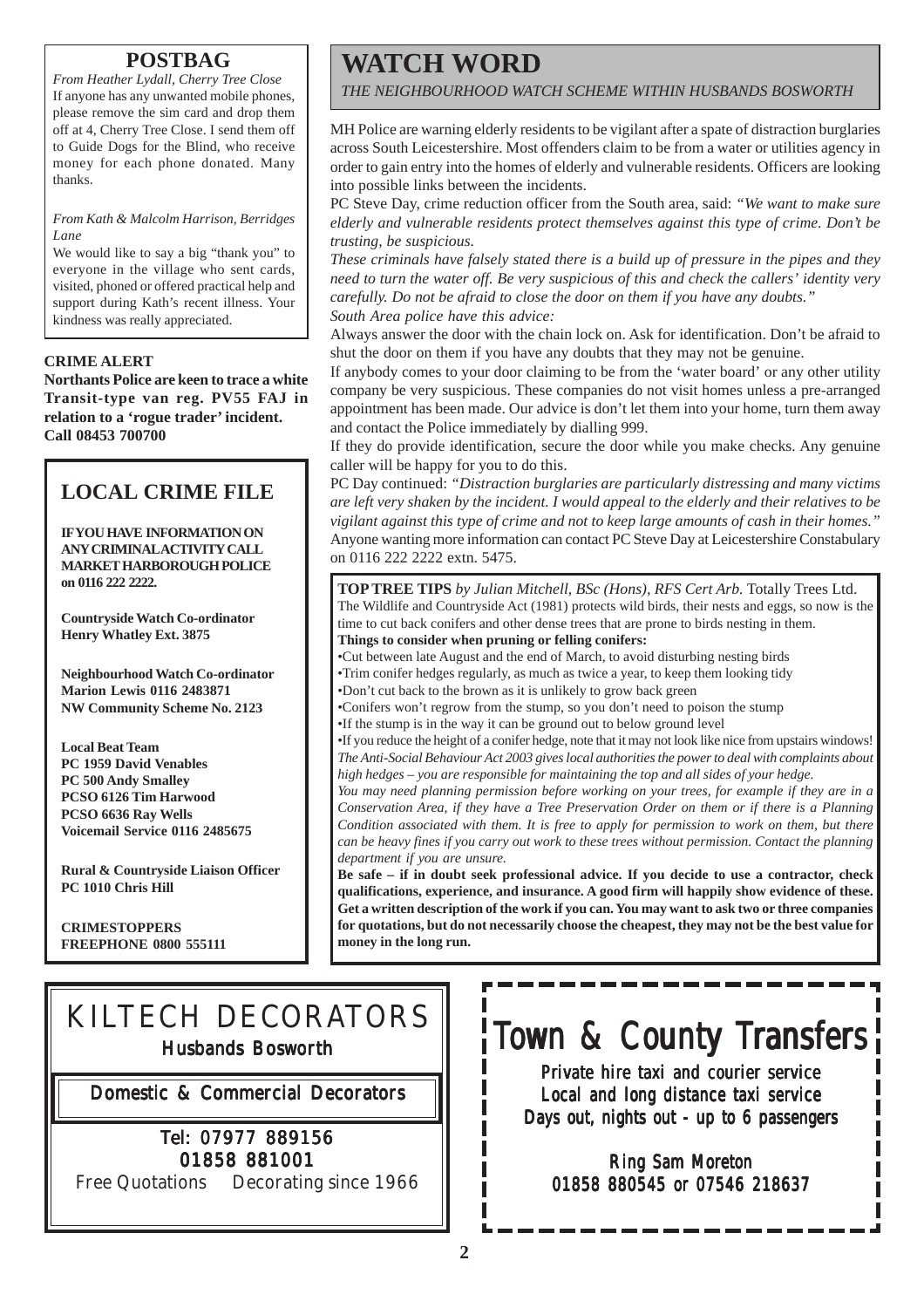## POSTBAG

*From Heather Lydall, Cherry Tree Close*

If anyone has any unwanted mobile phones, please remove the sim card and drop them off at 4, Cherry Tree Close. I send them off to Guide Dogs for the Blind, who receive money for each phone donated. Many thanks.

*From Kath & Malcolm Harrison, Berridges Lane*

We would like to say a big "thank you" to everyone in the village who sent cards, visited, phoned or offered practical help and support during Kath's recent illness. Your kindness was really appreciated.

**CRIME ALERT**

**Northants Police are keen to trace a white Transit-type van reg. PV55 FAJ in relation to a 'rogue trader' incident. Call 08453 700700**

## LOCAL CRIME FILE

**IF YOU HAVE INFORMATION ON ANY CRIMINAL ACTIVITY CALL MARKET HARBOROUGH POLICE on 0116 222 2222.**

**Countryside Watch Co-ordinator**
**Henry Whatley Ext. 3875**

**Neighbourhood Watch Co-ordinator**
**Marion Lewis 0116 2483871**
**NW Community Scheme No. 2123**

**Local Beat Team**
**PC 1959 David Venables**
**PC 500 Andy Smalley**
**PCSO 6126 Tim Harwood**
**PCSO 6636 Ray Wells**
**Voicemail Service 0116 2485675**

**Rural & Countryside Liaison Officer**
**PC 1010 Chris Hill**

**CRIMESTOPPERS**
**FREEPHONE 0800 555111**

# WATCH WORD

*THE NEIGHBOURHOOD WATCH SCHEME WITHIN HUSBANDS BOSWORTH*

MH Police are warning elderly residents to be vigilant after a spate of distraction burglaries across South Leicestershire. Most offenders claim to be from a water or utilities agency in order to gain entry into the homes of elderly and vulnerable residents. Officers are looking into possible links between the incidents.

PC Steve Day, crime reduction officer from the South area, said: *"We want to make sure elderly and vulnerable residents protect themselves against this type of crime. Don't be trusting, be suspicious.*

*These criminals have falsely stated there is a build up of pressure in the pipes and they need to turn the water off. Be very suspicious of this and check the callers' identity very carefully. Do not be afraid to close the door on them if you have any doubts."*

*South Area police have this advice:*

Always answer the door with the chain lock on. Ask for identification. Don't be afraid to shut the door on them if you have any doubts that they may not be genuine.

If anybody comes to your door claiming to be from the 'water board' or any other utility company be very suspicious. These companies do not visit homes unless a pre-arranged appointment has been made. Our advice is don't let them into your home, turn them away and contact the Police immediately by dialling 999.

If they do provide identification, secure the door while you make checks. Any genuine caller will be happy for you to do this.

PC Day continued: *"Distraction burglaries are particularly distressing and many victims are left very shaken by the incident. I would appeal to the elderly and their relatives to be vigilant against this type of crime and not to keep large amounts of cash in their homes."*

Anyone wanting more information can contact PC Steve Day at Leicestershire Constabulary on 0116 222 2222 extn. 5475.

**TOP TREE TIPS** *by Julian Mitchell, BSc (Hons), RFS Cert Arb.* Totally Trees Ltd.

The Wildlife and Countryside Act (1981) protects wild birds, their nests and eggs, so now is the time to cut back conifers and other dense trees that are prone to birds nesting in them.

**Things to consider when pruning or felling conifers:**

- Cut between late August and the end of March, to avoid disturbing nesting birds
- Trim conifer hedges regularly, as much as twice a year, to keep them looking tidy
- Don't cut back to the brown as it is unlikely to grow back green
- Conifers won't regrow from the stump, so you don't need to poison the stump
- If the stump is in the way it can be ground out to below ground level
- If you reduce the height of a conifer hedge, note that it may not look like nice from upstairs windows!

*The Anti-Social Behaviour Act 2003 gives local authorities the power to deal with complaints about high hedges – you are responsible for maintaining the top and all sides of your hedge.*

*You may need planning permission before working on your trees, for example if they are in a Conservation Area, if they have a Tree Preservation Order on them or if there is a Planning Condition associated with them. It is free to apply for permission to work on them, but there can be heavy fines if you carry out work to these trees without permission. Contact the planning department if you are unsure.*

**Be safe – if in doubt seek professional advice. If you decide to use a contractor, check qualifications, experience, and insurance. A good firm will happily show evidence of these. Get a written description of the work if you can. You may want to ask two or three companies for quotations, but do not necessarily choose the cheapest, they may not be the best value for money in the long run.**

## KILTECH DECORATORS

Husbands Bosworth

Domestic & Commercial Decorators

Tel: 07977 889156
01858 881001

Free Quotations    Decorating since 1966

## Town & County Transfers

Private hire taxi and courier service
Local and long distance taxi service
Days out, nights out - up to 6 passengers

Ring Sam Moreton
01858 880545 or 07546 218637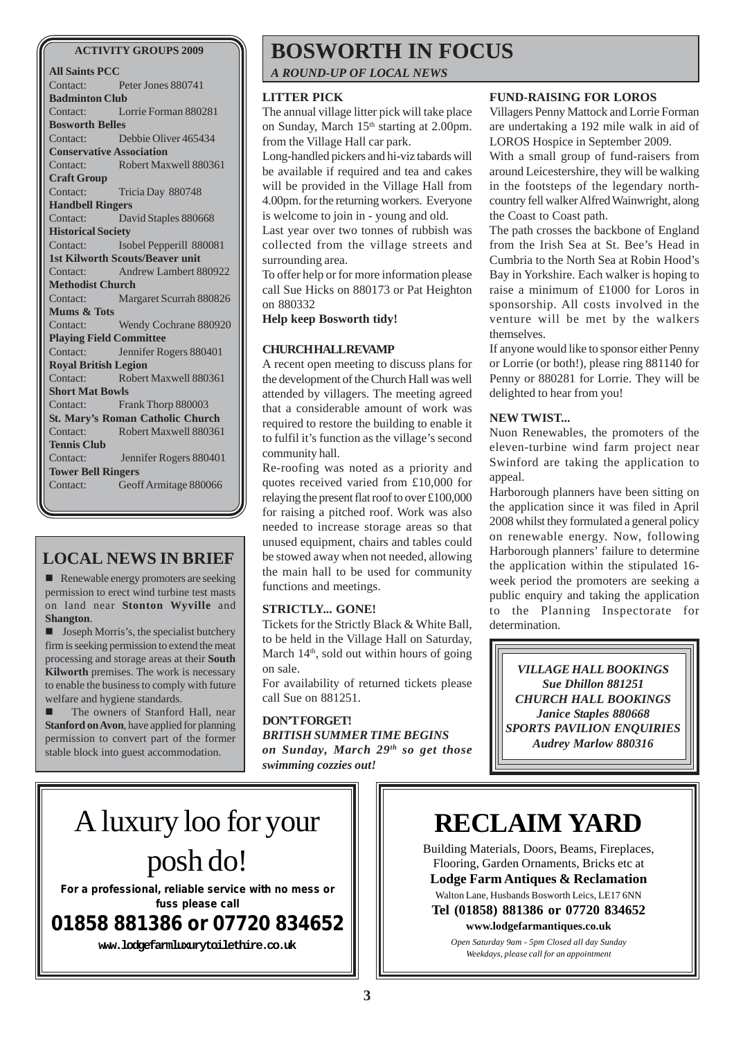### ACTIVITY GROUPS 2009

**All Saints PCC**
Contact: Peter Jones 880741

**Badminton Club**
Contact: Lorrie Forman 880281

**Bosworth Belles**
Contact: Debbie Oliver 465434

**Conservative Association**
Contact: Robert Maxwell 880361

**Craft Group**
Contact: Tricia Day 880748

**Handbell Ringers**
Contact: David Staples 880668

**Historical Society**
Contact: Isobel Pepperill 880081

**1st Kilworth Scouts/Beaver unit**
Contact: Andrew Lambert 880922

**Methodist Church**
Contact: Margaret Scurrah 880826

**Mums & Tots**
Contact: Wendy Cochrane 880920

**Playing Field Committee**
Contact: Jennifer Rogers 880401

**Royal British Legion**
Contact: Robert Maxwell 880361

**Short Mat Bowls**
Contact: Frank Thorp 880003

**St. Mary's Roman Catholic Church**
Contact: Robert Maxwell 880361

**Tennis Club**
Contact: Jennifer Rogers 880401

**Tower Bell Ringers**
Contact: Geoff Armitage 880066

## LOCAL NEWS IN BRIEF

- Renewable energy promoters are seeking permission to erect wind turbine test masts on land near **Stonton Wyville** and **Shangton**.
- Joseph Morris's, the specialist butchery firm is seeking permission to extend the meat processing and storage areas at their **South Kilworth** premises. The work is necessary to enable the business to comply with future welfare and hygiene standards.
- The owners of Stanford Hall, near **Stanford on Avon**, have applied for planning permission to convert part of the former stable block into guest accommodation.

# BOSWORTH IN FOCUS

***A ROUND-UP OF LOCAL NEWS***

### LITTER PICK

The annual village litter pick will take place on Sunday, March 15th starting at 2.00pm. from the Village Hall car park.

Long-handled pickers and hi-viz tabards will be available if required and tea and cakes will be provided in the Village Hall from 4.00pm. for the returning workers. Everyone is welcome to join in - young and old.

Last year over two tonnes of rubbish was collected from the village streets and surrounding area.

To offer help or for more information please call Sue Hicks on 880173 or Pat Heighton on 880332

**Help keep Bosworth tidy!**

### CHURCH HALL REVAMP

A recent open meeting to discuss plans for the development of the Church Hall was well attended by villagers. The meeting agreed that a considerable amount of work was required to restore the building to enable it to fulfil it's function as the village's second community hall.

Re-roofing was noted as a priority and quotes received varied from £10,000 for relaying the present flat roof to over £100,000 for raising a pitched roof. Work was also needed to increase storage areas so that unused equipment, chairs and tables could be stowed away when not needed, allowing the main hall to be used for community functions and meetings.

### STRICTLY... GONE!

Tickets for the Strictly Black & White Ball, to be held in the Village Hall on Saturday, March 14th, sold out within hours of going on sale.

For availability of returned tickets please call Sue on 881251.

### DON'T FORGET!

***BRITISH SUMMER TIME BEGINS on Sunday, March 29th so get those swimming cozzies out!***

### FUND-RAISING FOR LOROS

Villagers Penny Mattock and Lorrie Forman are undertaking a 192 mile walk in aid of LOROS Hospice in September 2009.

With a small group of fund-raisers from around Leicestershire, they will be walking in the footsteps of the legendary north-country fell walker Alfred Wainwright, along the Coast to Coast path.

The path crosses the backbone of England from the Irish Sea at St. Bee's Head in Cumbria to the North Sea at Robin Hood's Bay in Yorkshire. Each walker is hoping to raise a minimum of £1000 for Loros in sponsorship. All costs involved in the venture will be met by the walkers themselves.

If anyone would like to sponsor either Penny or Lorrie (or both!), please ring 881140 for Penny or 880281 for Lorrie. They will be delighted to hear from you!

### NEW TWIST...

Nuon Renewables, the promoters of the eleven-turbine wind farm project near Swinford are taking the application to appeal.

Harborough planners have been sitting on the application since it was filed in April 2008 whilst they formulated a general policy on renewable energy. Now, following Harborough planners' failure to determine the application within the stipulated 16-week period the promoters are seeking a public enquiry and taking the application to the Planning Inspectorate for determination.

***VILLAGE HALL BOOKINGS***
***Sue Dhillon 881251***
***CHURCH HALL BOOKINGS***
***Janice Staples 880668***
***SPORTS PAVILION ENQUIRIES***
***Audrey Marlow 880316***

# A luxury loo for your posh do!

**For a professional, reliable service with no mess or fuss please call**

## 01858 881386 or 07720 834652

**www.lodgefarmluxurytoilethire.co.uk**

# RECLAIM YARD

Building Materials, Doors, Beams, Fireplaces, Flooring, Garden Ornaments, Bricks etc at

**Lodge Farm Antiques & Reclamation**

Walton Lane, Husbands Bosworth Leics, LE17 6NN

**Tel (01858) 881386 or 07720 834652**

**www.lodgefarmantiques.co.uk**

*Open Saturday 9am - 5pm Closed all day Sunday*
*Weekdays, please call for an appointment*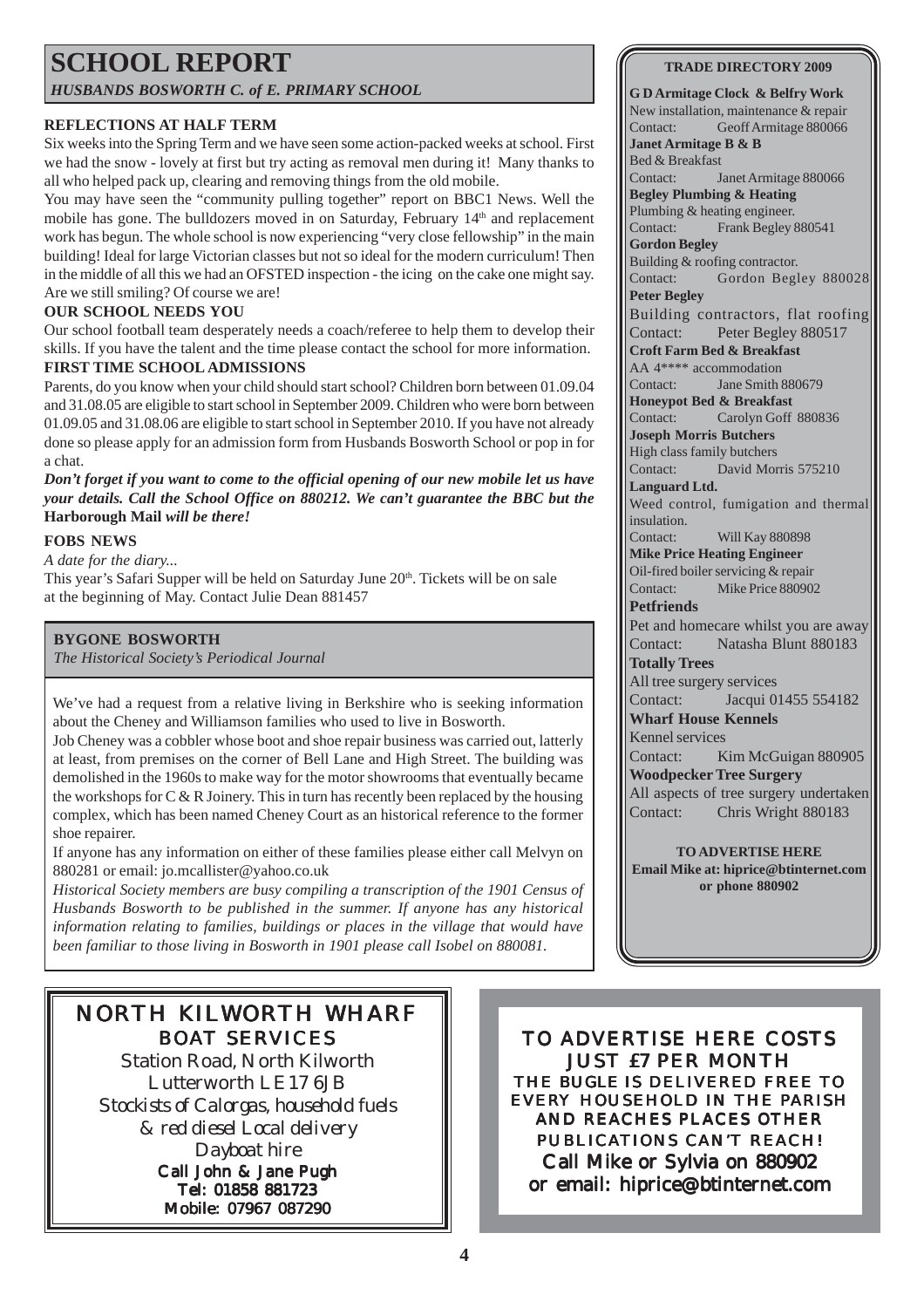# SCHOOL REPORT

*HUSBANDS BOSWORTH C. of E. PRIMARY SCHOOL*

**REFLECTIONS AT HALF TERM**

Six weeks into the Spring Term and we have seen some action-packed weeks at school. First we had the snow - lovely at first but try acting as removal men during it! Many thanks to all who helped pack up, clearing and removing things from the old mobile.

You may have seen the "community pulling together" report on BBC1 News. Well the mobile has gone. The bulldozers moved in on Saturday, February 14th and replacement work has begun. The whole school is now experiencing "very close fellowship" in the main building! Ideal for large Victorian classes but not so ideal for the modern curriculum! Then in the middle of all this we had an OFSTED inspection - the icing on the cake one might say. Are we still smiling? Of course we are!

**OUR SCHOOL NEEDS YOU**

Our school football team desperately needs a coach/referee to help them to develop their skills. If you have the talent and the time please contact the school for more information.

**FIRST TIME SCHOOL ADMISSIONS**

Parents, do you know when your child should start school? Children born between 01.09.04 and 31.08.05 are eligible to start school in September 2009. Children who were born between 01.09.05 and 31.08.06 are eligible to start school in September 2010. If you have not already done so please apply for an admission form from Husbands Bosworth School or pop in for a chat.

***Don't forget if you want to come to the official opening of our new mobile let us have your details. Call the School Office on 880212. We can't guarantee the BBC but the* Harborough Mail *will be there!***

**FOBS NEWS**

*A date for the diary...*

This year's Safari Supper will be held on Saturday June 20th. Tickets will be on sale at the beginning of May. Contact Julie Dean 881457

## BYGONE BOSWORTH

*The Historical Society's Periodical Journal*

We've had a request from a relative living in Berkshire who is seeking information about the Cheney and Williamson families who used to live in Bosworth.

Job Cheney was a cobbler whose boot and shoe repair business was carried out, latterly at least, from premises on the corner of Bell Lane and High Street. The building was demolished in the 1960s to make way for the motor showrooms that eventually became the workshops for C & R Joinery. This in turn has recently been replaced by the housing complex, which has been named Cheney Court as an historical reference to the former shoe repairer.

If anyone has any information on either of these families please either call Melvyn on 880281 or email: jo.mcallister@yahoo.co.uk

*Historical Society members are busy compiling a transcription of the 1901 Census of Husbands Bosworth to be published in the summer. If anyone has any historical information relating to families, buildings or places in the village that would have been familiar to those living in Bosworth in 1901 please call Isobel on 880081.*

## TRADE DIRECTORY 2009

**G D Armitage Clock & Belfry Work**
New installation, maintenance & repair
Contact: Geoff Armitage 880066

**Janet Armitage B & B**
Bed & Breakfast
Contact: Janet Armitage 880066

**Begley Plumbing & Heating**
Plumbing & heating engineer.
Contact: Frank Begley 880541

**Gordon Begley**
Building & roofing contractor.
Contact: Gordon Begley 880028

**Peter Begley**
Building contractors, flat roofing
Contact: Peter Begley 880517

**Croft Farm Bed & Breakfast**
AA 4**** accommodation
Contact: Jane Smith 880679

**Honeypot Bed & Breakfast**
Contact: Carolyn Goff 880836

**Joseph Morris Butchers**
High class family butchers
Contact: David Morris 575210

**Languard Ltd.**
Weed control, fumigation and thermal insulation.
Contact: Will Kay 880898

**Mike Price Heating Engineer**
Oil-fired boiler servicing & repair
Contact: Mike Price 880902

**Petfriends**
Pet and homecare whilst you are away
Contact: Natasha Blunt 880183

**Totally Trees**
All tree surgery services
Contact: Jacqui 01455 554182

**Wharf House Kennels**
Kennel services
Contact: Kim McGuigan 880905

**Woodpecker Tree Surgery**
All aspects of tree surgery undertaken
Contact: Chris Wright 880183

**TO ADVERTISE HERE**
**Email Mike at: hiprice@btinternet.com or phone 880902**

## NORTH KILWORTH WHARF

**BOAT SERVICES**

Station Road, North Kilworth
Lutterworth LE17 6JB
*Stockists of Calorgas, household fuels & red diesel Local delivery*
*Dayboat hire*
**Call John & Jane Pugh**
**Tel: 01858 881723**
**Mobile: 07967 087290**

## TO ADVERTISE HERE COSTS JUST £7 PER MONTH

THE BUGLE IS DELIVERED FREE TO EVERY HOUSEHOLD IN THE PARISH AND REACHES PLACES OTHER PUBLICATIONS CAN'T REACH!

Call Mike or Sylvia on 880902
or email: hiprice@btinternet.com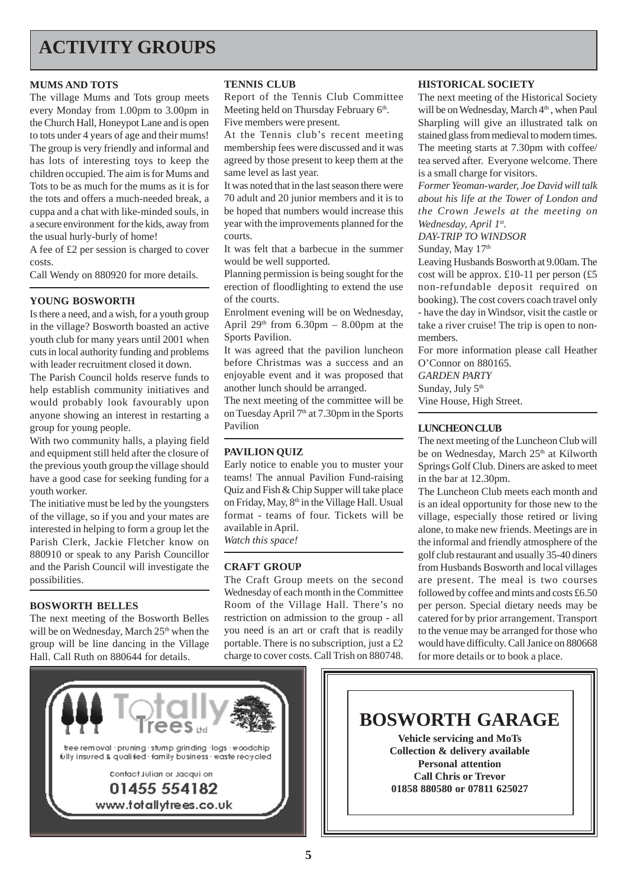# ACTIVITY GROUPS

### MUMS AND TOTS

The village Mums and Tots group meets every Monday from 1.00pm to 3.00pm in the Church Hall, Honeypot Lane and is open to tots under 4 years of age and their mums! The group is very friendly and informal and has lots of interesting toys to keep the children occupied. The aim is for Mums and Tots to be as much for the mums as it is for the tots and offers a much-needed break, a cuppa and a chat with like-minded souls, in a secure environment for the kids, away from the usual hurly-burly of home!

A fee of £2 per session is charged to cover costs.

Call Wendy on 880920 for more details.

### YOUNG BOSWORTH

Is there a need, and a wish, for a youth group in the village? Bosworth boasted an active youth club for many years until 2001 when cuts in local authority funding and problems with leader recruitment closed it down.

The Parish Council holds reserve funds to help establish community initiatives and would probably look favourably upon anyone showing an interest in restarting a group for young people.

With two community halls, a playing field and equipment still held after the closure of the previous youth group the village should have a good case for seeking funding for a youth worker.

The initiative must be led by the youngsters of the village, so if you and your mates are interested in helping to form a group let the Parish Clerk, Jackie Fletcher know on 880910 or speak to any Parish Councillor and the Parish Council will investigate the possibilities.

### BOSWORTH BELLES

The next meeting of the Bosworth Belles will be on Wednesday, March 25th when the group will be line dancing in the Village Hall. Call Ruth on 880644 for details.

### TENNIS CLUB

Report of the Tennis Club Committee Meeting held on Thursday February 6th. Five members were present.

At the Tennis club's recent meeting membership fees were discussed and it was agreed by those present to keep them at the same level as last year.

It was noted that in the last season there were 70 adult and 20 junior members and it is to be hoped that numbers would increase this year with the improvements planned for the courts.

It was felt that a barbecue in the summer would be well supported.

Planning permission is being sought for the erection of floodlighting to extend the use of the courts.

Enrolment evening will be on Wednesday, April 29th from 6.30pm – 8.00pm at the Sports Pavilion.

It was agreed that the pavilion luncheon before Christmas was a success and an enjoyable event and it was proposed that another lunch should be arranged.

The next meeting of the committee will be on Tuesday April 7th at 7.30pm in the Sports Pavilion

### PAVILION QUIZ

Early notice to enable you to muster your teams! The annual Pavilion Fund-raising Quiz and Fish & Chip Supper will take place on Friday, May, 8th in the Village Hall. Usual format - teams of four. Tickets will be available in April.

*Watch this space!*

### CRAFT GROUP

The Craft Group meets on the second Wednesday of each month in the Committee Room of the Village Hall. There's no restriction on admission to the group - all you need is an art or craft that is readily portable. There is no subscription, just a £2 charge to cover costs. Call Trish on 880748.

### HISTORICAL SOCIETY

The next meeting of the Historical Society will be on Wednesday, March 4th, when Paul Sharpling will give an illustrated talk on stained glass from medieval to modern times. The meeting starts at 7.30pm with coffee/tea served after. Everyone welcome. There is a small charge for visitors.

*Former Yeoman-warder, Joe David will talk about his life at the Tower of London and the Crown Jewels at the meeting on Wednesday, April 1st.*

*DAY-TRIP TO WINDSOR*

Sunday, May 17th

Leaving Husbands Bosworth at 9.00am. The cost will be approx. £10-11 per person (£5 non-refundable deposit required on booking). The cost covers coach travel only - have the day in Windsor, visit the castle or take a river cruise! The trip is open to non-members.

For more information please call Heather O'Connor on 880165.

*GARDEN PARTY*

Sunday, July 5th

Vine House, High Street.

### LUNCHEON CLUB

The next meeting of the Luncheon Club will be on Wednesday, March 25th at Kilworth Springs Golf Club. Diners are asked to meet in the bar at 12.30pm.

The Luncheon Club meets each month and is an ideal opportunity for those new to the village, especially those retired or living alone, to make new friends. Meetings are in the informal and friendly atmosphere of the golf club restaurant and usually 35-40 diners from Husbands Bosworth and local villages are present. The meal is two courses followed by coffee and mints and costs £6.50 per person. Special dietary needs may be catered for by prior arrangement. Transport to the venue may be arranged for those who would have difficulty. Call Janice on 880668 for more details or to book a place.

---

**Totally Trees Ltd**

tree removal · pruning · stump grinding · logs · woodchip
fully insured & qualified · family business · waste recycled

Contact Julian or Jacqui on
**01455 554182**
www.totallytrees.co.uk

---

## BOSWORTH GARAGE

**Vehicle servicing and MoTs**
**Collection & delivery available**
**Personal attention**
**Call Chris or Trevor**
**01858 880580 or 07811 625027**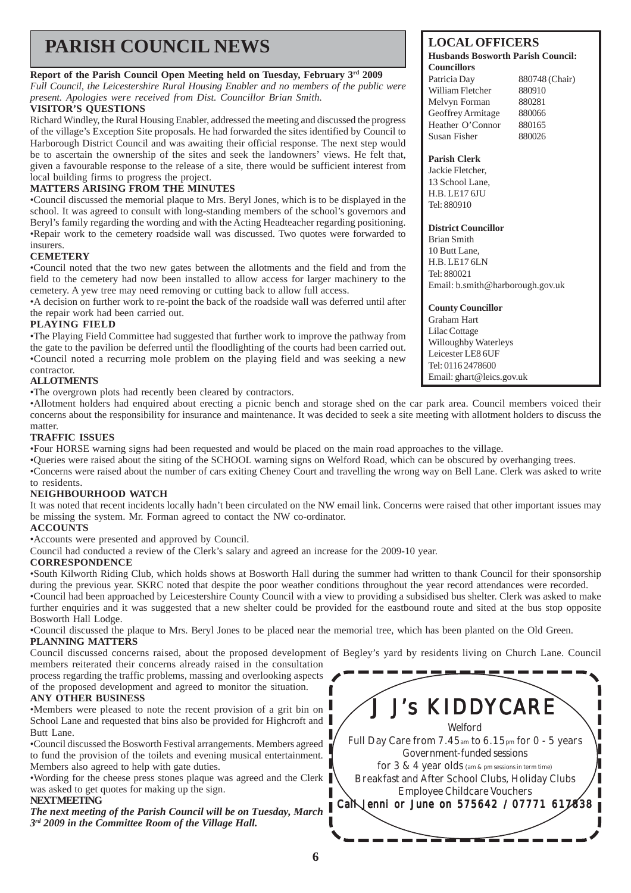# PARISH COUNCIL NEWS

**Report of the Parish Council Open Meeting held on Tuesday, February 3rd 2009**

*Full Council, the Leicestershire Rural Housing Enabler and no members of the public were present. Apologies were received from Dist. Councillor Brian Smith.*

**VISITOR'S QUESTIONS**

Richard Windley, the Rural Housing Enabler, addressed the meeting and discussed the progress of the village's Exception Site proposals. He had forwarded the sites identified by Council to Harborough District Council and was awaiting their official response. The next step would be to ascertain the ownership of the sites and seek the landowners' views. He felt that, given a favourable response to the release of a site, there would be sufficient interest from local building firms to progress the project.

**MATTERS ARISING FROM THE MINUTES**

•Council discussed the memorial plaque to Mrs. Beryl Jones, which is to be displayed in the school. It was agreed to consult with long-standing members of the school's governors and Beryl's family regarding the wording and with the Acting Headteacher regarding positioning.
•Repair work to the cemetery roadside wall was discussed. Two quotes were forwarded to insurers.

**CEMETERY**

•Council noted that the two new gates between the allotments and the field and from the field to the cemetery had now been installed to allow access for larger machinery to the cemetery. A yew tree may need removing or cutting back to allow full access.
•A decision on further work to re-point the back of the roadside wall was deferred until after the repair work had been carried out.

**PLAYING FIELD**

•The Playing Field Committee had suggested that further work to improve the pathway from the gate to the pavilion be deferred until the floodlighting of the courts had been carried out.
•Council noted a recurring mole problem on the playing field and was seeking a new contractor.

**ALLOTMENTS**

•The overgrown plots had recently been cleared by contractors.
•Allotment holders had enquired about erecting a picnic bench and storage shed on the car park area. Council members voiced their concerns about the responsibility for insurance and maintenance. It was decided to seek a site meeting with allotment holders to discuss the matter.

**TRAFFIC ISSUES**

•Four HORSE warning signs had been requested and would be placed on the main road approaches to the village.
•Queries were raised about the siting of the SCHOOL warning signs on Welford Road, which can be obscured by overhanging trees.
•Concerns were raised about the number of cars exiting Cheney Court and travelling the wrong way on Bell Lane. Clerk was asked to write to residents.

**NEIGHBOURHOOD WATCH**

It was noted that recent incidents locally hadn't been circulated on the NW email link. Concerns were raised that other important issues may be missing the system. Mr. Forman agreed to contact the NW co-ordinator.

**ACCOUNTS**

•Accounts were presented and approved by Council.
Council had conducted a review of the Clerk's salary and agreed an increase for the 2009-10 year.

**CORRESPONDENCE**

•South Kilworth Riding Club, which holds shows at Bosworth Hall during the summer had written to thank Council for their sponsorship during the previous year. SKRC noted that despite the poor weather conditions throughout the year record attendances were recorded.
•Council had been approached by Leicestershire County Council with a view to providing a subsidised bus shelter. Clerk was asked to make further enquiries and it was suggested that a new shelter could be provided for the eastbound route and sited at the bus stop opposite Bosworth Hall Lodge.
•Council discussed the plaque to Mrs. Beryl Jones to be placed near the memorial tree, which has been planted on the Old Green.

**PLANNING MATTERS**

Council discussed concerns raised, about the proposed development of Begley's yard by residents living on Church Lane. Council members reiterated their concerns already raised in the consultation process regarding the traffic problems, massing and overlooking aspects of the proposed development and agreed to monitor the situation.

**ANY OTHER BUSINESS**

•Members were pleased to note the recent provision of a grit bin on School Lane and requested that bins also be provided for Highcroft and Butt Lane.
•Council discussed the Bosworth Festival arrangements. Members agreed to fund the provision of the toilets and evening musical entertainment. Members also agreed to help with gate duties.
•Wording for the cheese press stones plaque was agreed and the Clerk was asked to get quotes for making up the sign.

**NEXT MEETING**

***The next meeting of the Parish Council will be on Tuesday, March 3rd 2009 in the Committee Room of the Village Hall.***

## LOCAL OFFICERS

**Husbands Bosworth Parish Council:**
**Councillors**

| | |
|---|---|
| Patricia Day | 880748 (Chair) |
| William Fletcher | 880910 |
| Melvyn Forman | 880281 |
| Geoffrey Armitage | 880066 |
| Heather O'Connor | 880165 |
| Susan Fisher | 880026 |

**Parish Clerk**
Jackie Fletcher,
13 School Lane,
H.B. LE17 6JU
Tel: 880910

**District Councillor**
Brian Smith
10 Butt Lane,
H.B. LE17 6LN
Tel: 880021
Email: b.smith@harborough.gov.uk

**County Councillor**
Graham Hart
Lilac Cottage
Willoughby Waterleys
Leicester LE8 6UF
Tel: 0116 2478600
Email: ghart@leics.gov.uk

## J J's KIDDYCARE

Welford
Full Day Care from 7.45am to 6.15pm for 0 - 5 years
Government-funded sessions
for 3 & 4 year olds (am & pm sessions in term time)
Breakfast and After School Clubs, Holiday Clubs
Employee Childcare Vouchers
Call Jenni or June on 575642 / 07771 617838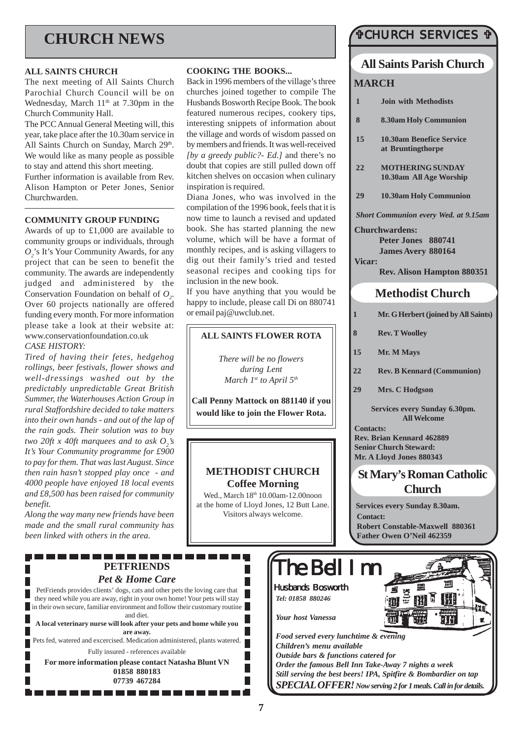# CHURCH NEWS

**ALL SAINTS CHURCH**

The next meeting of All Saints Church Parochial Church Council will be on Wednesday, March 11th at 7.30pm in the Church Community Hall.

The PCC Annual General Meeting will, this year, take place after the 10.30am service in All Saints Church on Sunday, March 29th. We would like as many people as possible to stay and attend this short meeting.

Further information is available from Rev. Alison Hampton or Peter Jones, Senior Churchwarden.

**COMMUNITY GROUP FUNDING**

Awards of up to £1,000 are available to community groups or individuals, through $O_2$'s It's Your Community Awards, for any project that can be seen to benefit the community. The awards are independently judged and administered by the Conservation Foundation on behalf of $O_2$. Over 60 projects nationally are offered funding every month. For more information please take a look at their website at: www.conservationfoundation.co.uk

*CASE HISTORY:*

*Tired of having their fetes, hedgehog rollings, beer festivals, flower shows and well-dressings washed out by the predictably unpredictable Great British Summer, the Waterhouses Action Group in rural Staffordshire decided to take matters into their own hands - and out of the lap of the rain gods. Their solution was to buy two 20ft x 40ft marquees and to ask $O_2$'s It's Your Community programme for £900 to pay for them. That was last August. Since then rain hasn't stopped play once - and 4000 people have enjoyed 18 local events and £8,500 has been raised for community benefit.*

*Along the way many new friends have been made and the small rural community has been linked with others in the area.*

**COOKING THE BOOKS...**

Back in 1996 members of the village's three churches joined together to compile The Husbands Bosworth Recipe Book. The book featured numerous recipes, cookery tips, interesting snippets of information about the village and words of wisdom passed on by members and friends. It was well-received *[by a greedy public?- Ed.]* and there's no doubt that copies are still pulled down off kitchen shelves on occasion when culinary inspiration is required.

Diana Jones, who was involved in the compilation of the 1996 book, feels that it is now time to launch a revised and updated book. She has started planning the new volume, which will be have a format of monthly recipes, and is asking villagers to dig out their family's tried and tested seasonal recipes and cooking tips for inclusion in the new book.

If you have anything that you would be happy to include, please call Di on 880741 or email paj@uwclub.net.

**ALL SAINTS FLOWER ROTA**

*There will be no flowers during Lent March 1st to April 5th*

**Call Penny Mattock on 881140 if you would like to join the Flower Rota.**

**METHODIST CHURCH**
**Coffee Morning**

Wed., March 18th 10.00am-12.00noon at the home of Lloyd Jones, 12 Butt Lane. Visitors always welcome.

## ✞CHURCH SERVICES ✞

### All Saints Parish Church

**MARCH**

| | |
|---|---|
| **1** | **Join with Methodists** |
| **8** | **8.30am Holy Communion** |
| **15** | **10.30am Benefice Service at Bruntingthorpe** |
| **22** | **MOTHERING SUNDAY 10.30am All Age Worship** |
| **29** | **10.30am Holy Communion** |

***Short Communion every Wed. at 9.15am***

**Churchwardens:**
**Peter Jones 880741**
**James Avery 880164**

**Vicar:**
**Rev. Alison Hampton 880351**

### Methodist Church

| | |
|---|---|
| **1** | **Mr. G Herbert (joined by All Saints)** |
| **8** | **Rev. T Woolley** |
| **15** | **Mr. M Mays** |
| **22** | **Rev. B Kennard (Communion)** |
| **29** | **Mrs. C Hodgson** |

**Services every Sunday 6.30pm. All Welcome**

**Contacts:**
**Rev. Brian Kennard 462889**
**Senior Church Steward:**
**Mr. A Lloyd Jones 880343**

### St Mary's Roman Catholic Church

**Services every Sunday 8.30am.**

**Contact:**
**Robert Constable-Maxwell 880361**
**Father Owen O'Neil 462359**

**PETFRIENDS**
***Pet & Home Care***

PetFriends provides clients' dogs, cats and other pets the loving care that they need while you are away, right in your own home! Your pets will stay in their own secure, familiar environment and follow their customary routine and diet.

**A local veterinary nurse will look after your pets and home while you are away.**

Pets fed, watered and excercised. Medication administered, plants watered.

Fully insured - references available

**For more information please contact Natasha Blunt VN**
**01858 880183**
**07739 467284**

# The Bell Inn

*Husbands Bosworth*
***Tel: 01858 880246***

***Your host Vanessa***

***Food served every lunchtime & evening***
***Children's menu available***
***Outside bars & functions catered for***
***Order the famous Bell Inn Take-Away 7 nights a week***
***Still serving the best beers! IPA, Spitfire & Bombardier on tap***
***SPECIAL OFFER! Now serving 2 for 1 meals. Call in for details.***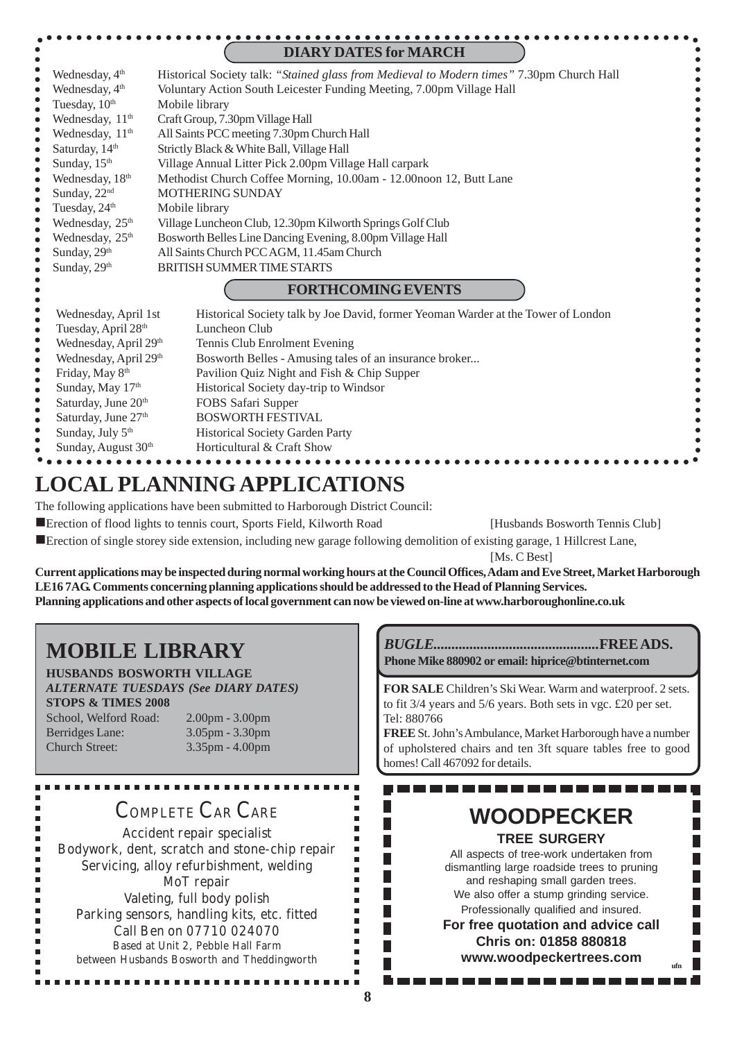## DIARY DATES for MARCH

| | |
|---|---|
| Wednesday, 4th | Historical Society talk: *"Stained glass from Medieval to Modern times"* 7.30pm Church Hall |
| Wednesday, 4th | Voluntary Action South Leicester Funding Meeting, 7.00pm Village Hall |
| Tuesday, 10th | Mobile library |
| Wednesday, 11th | Craft Group, 7.30pm Village Hall |
| Wednesday, 11th | All Saints PCC meeting 7.30pm Church Hall |
| Saturday, 14th | Strictly Black & White Ball, Village Hall |
| Sunday, 15th | Village Annual Litter Pick 2.00pm Village Hall carpark |
| Wednesday, 18th | Methodist Church Coffee Morning, 10.00am - 12.00noon 12, Butt Lane |
| Sunday, 22nd | MOTHERING SUNDAY |
| Tuesday, 24th | Mobile library |
| Wednesday, 25th | Village Luncheon Club, 12.30pm Kilworth Springs Golf Club |
| Wednesday, 25th | Bosworth Belles Line Dancing Evening, 8.00pm Village Hall |
| Sunday, 29th | All Saints Church PCC AGM, 11.45am Church |
| Sunday, 29th | BRITISH SUMMER TIME STARTS |

## FORTHCOMING EVENTS

| | |
|---|---|
| Wednesday, April 1st | Historical Society talk by Joe David, former Yeoman Warder at the Tower of London |
| Tuesday, April 28th | Luncheon Club |
| Wednesday, April 29th | Tennis Club Enrolment Evening |
| Wednesday, April 29th | Bosworth Belles - Amusing tales of an insurance broker... |
| Friday, May 8th | Pavilion Quiz Night and Fish & Chip Supper |
| Sunday, May 17th | Historical Society day-trip to Windsor |
| Saturday, June 20th | FOBS Safari Supper |
| Saturday, June 27th | BOSWORTH FESTIVAL |
| Sunday, July 5th | Historical Society Garden Party |
| Sunday, August 30th | Horticultural & Craft Show |

# LOCAL PLANNING APPLICATIONS

The following applications have been submitted to Harborough District Council:

- Erection of flood lights to tennis court, Sports Field, Kilworth Road [Husbands Bosworth Tennis Club]
- Erection of single storey side extension, including new garage following demolition of existing garage, 1 Hillcrest Lane, [Ms. C Best]

**Current applications may be inspected during normal working hours at the Council Offices, Adam and Eve Street, Market Harborough LE16 7AG. Comments concerning planning applications should be addressed to the Head of Planning Services.**
**Planning applications and other aspects of local government can now be viewed on-line at www.harboroughonline.co.uk**

# MOBILE LIBRARY

**HUSBANDS BOSWORTH VILLAGE**
***ALTERNATE TUESDAYS (See DIARY DATES)***
**STOPS & TIMES 2008**

| | |
|---|---|
| School, Welford Road: | 2.00pm - 3.00pm |
| Berridges Lane: | 3.05pm - 3.30pm |
| Church Street: | 3.35pm - 4.00pm |

## *BUGLE*..............................................FREE ADS.

**Phone Mike 880902 or email: hiprice@btinternet.com**

**FOR SALE** Children's Ski Wear. Warm and waterproof. 2 sets. to fit 3/4 years and 5/6 years. Both sets in vgc. £20 per set. Tel: 880766

**FREE** St. John's Ambulance, Market Harborough have a number of upholstered chairs and ten 3ft square tables free to good homes! Call 467092 for details.

## COMPLETE CAR CARE

Accident repair specialist
Bodywork, dent, scratch and stone-chip repair
Servicing, alloy refurbishment, welding
MoT repair
Valeting, full body polish
Parking sensors, handling kits, etc. fitted
Call Ben on 07710 024070
Based at Unit 2, Pebble Hall Farm
between Husbands Bosworth and Theddingworth

## WOODPECKER

**TREE SURGERY**

All aspects of tree-work undertaken from dismantling large roadside trees to pruning and reshaping small garden trees.
We also offer a stump grinding service.
Professionally qualified and insured.

**For free quotation and advice call**
**Chris on: 01858 880818**
**www.woodpeckertrees.com**

ufn